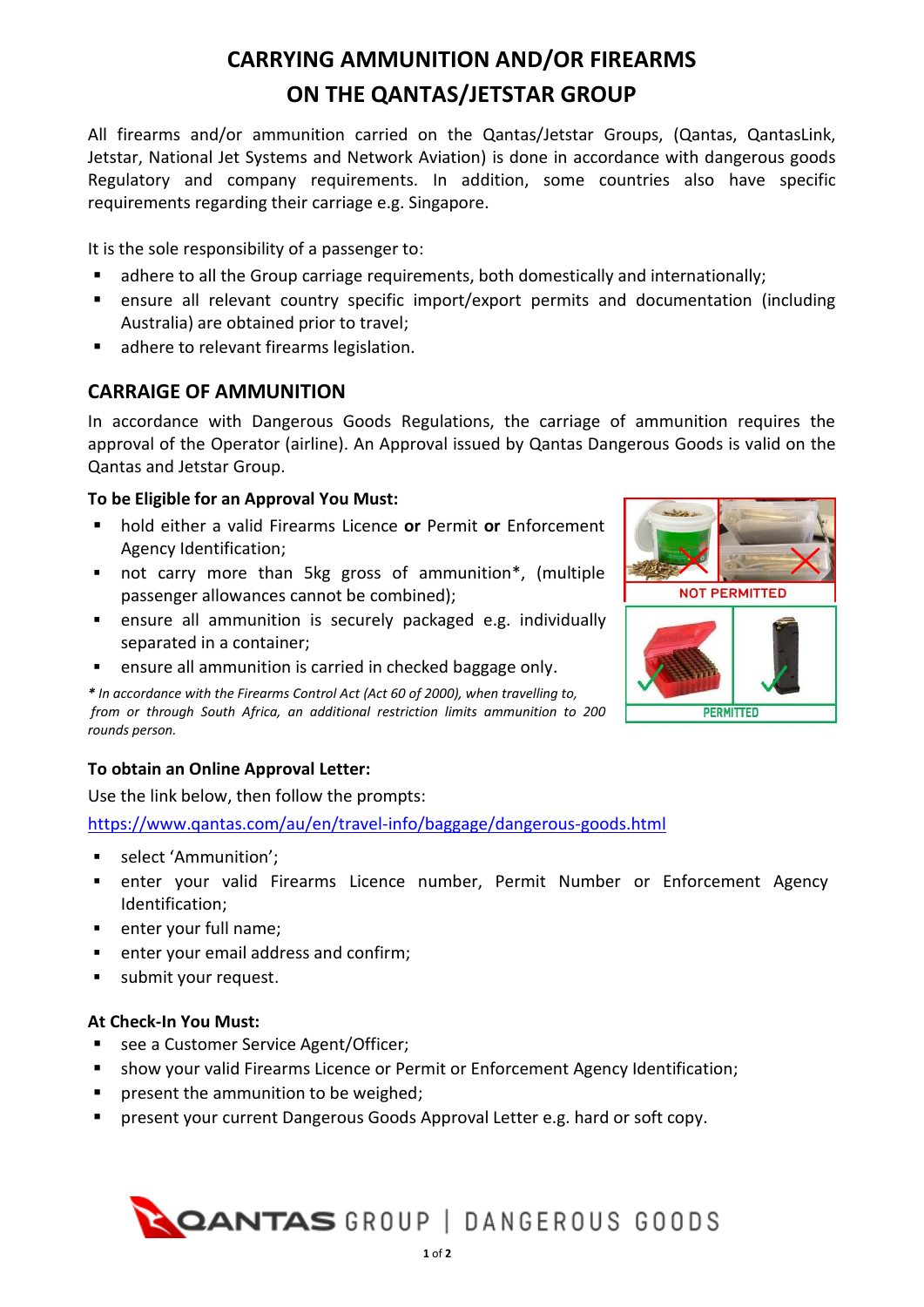# CARRYING AMMUNITION AND/OR FIREARMS ON THE QANTAS/JETSTAR GROUP

All firearms and/or ammunition carried on the Qantas/Jetstar Groups, (Qantas, QantasLink, Jetstar, National Jet Systems and Network Aviation) is done in accordance with dangerous goods Regulatory and company requirements. In addition, some countries also have specific requirements regarding their carriage e.g. Singapore.

It is the sole responsibility of a passenger to:

- adhere to all the Group carriage requirements, both domestically and internationally;
- ensure all relevant country specific import/export permits and documentation (including Australia) are obtained prior to travel;
- adhere to relevant firearms legislation.

## CARRAIGE OF AMMUNITION

In accordance with Dangerous Goods Regulations, the carriage of ammunition requires the approval of the Operator (airline). An Approval issued by Qantas Dangerous Goods is valid on the Qantas and Jetstar Group.

### To be Eligible for an Approval You Must:

- hold either a valid Firearms Licence **or** Permit **or** Enforcement Agency Identification;
- not carry more than 5kg gross of ammunition*, (multiple passenger allowances cannot be combined);
- ensure all ammunition is securely packaged e.g. individually separated in a container;
- ensure all ammunition is carried in checked baggage only.

***** *In accordance with the Firearms Control Act (Act 60 of 2000), when travelling to, from or through South Africa, an additional restriction limits ammunition to 200 rounds person.*

NOT PERMITTED

PERMITTED

### To obtain an Online Approval Letter:

Use the link below, then follow the prompts:

https://www.qantas.com/au/en/travel-info/baggage/dangerous-goods.html

- select 'Ammunition';
- enter your valid Firearms Licence number, Permit Number or Enforcement Agency Identification;
- enter your full name;
- enter your email address and confirm;
- submit your request.

### At Check-In You Must:

- see a Customer Service Agent/Officer;
- show your valid Firearms Licence or Permit or Enforcement Agency Identification;
- present the ammunition to be weighed;
- present your current Dangerous Goods Approval Letter e.g. hard or soft copy.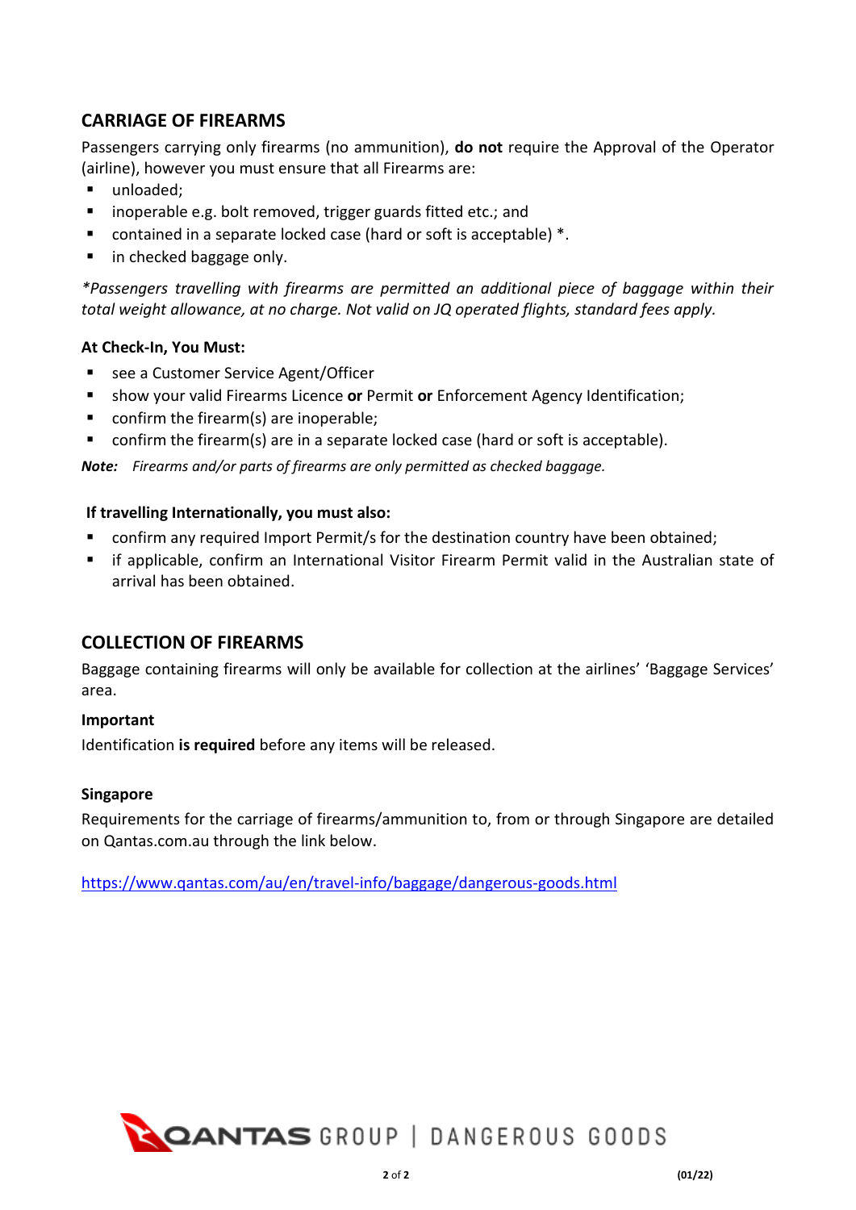## CARRIAGE OF FIREARMS

Passengers carrying only firearms (no ammunition), **do not** require the Approval of the Operator (airline), however you must ensure that all Firearms are:

- unloaded;
- inoperable e.g. bolt removed, trigger guards fitted etc.; and
- contained in a separate locked case (hard or soft is acceptable) *.
- in checked baggage only.

*\*Passengers travelling with firearms are permitted an additional piece of baggage within their total weight allowance, at no charge. Not valid on JQ operated flights, standard fees apply.*

### At Check-In, You Must:

- see a Customer Service Agent/Officer
- show your valid Firearms Licence **or** Permit **or** Enforcement Agency Identification;
- confirm the firearm(s) are inoperable;
- confirm the firearm(s) are in a separate locked case (hard or soft is acceptable).

***Note:*** *Firearms and/or parts of firearms are only permitted as checked baggage.*

### If travelling Internationally, you must also:

- confirm any required Import Permit/s for the destination country have been obtained;
- if applicable, confirm an International Visitor Firearm Permit valid in the Australian state of arrival has been obtained.

## COLLECTION OF FIREARMS

Baggage containing firearms will only be available for collection at the airlines' 'Baggage Services' area.

### Important

Identification **is required** before any items will be released.

### Singapore

Requirements for the carriage of firearms/ammunition to, from or through Singapore are detailed on Qantas.com.au through the link below.

https://www.qantas.com/au/en/travel-info/baggage/dangerous-goods.html

QANTAS GROUP | DANGEROUS GOODS

(01/22)